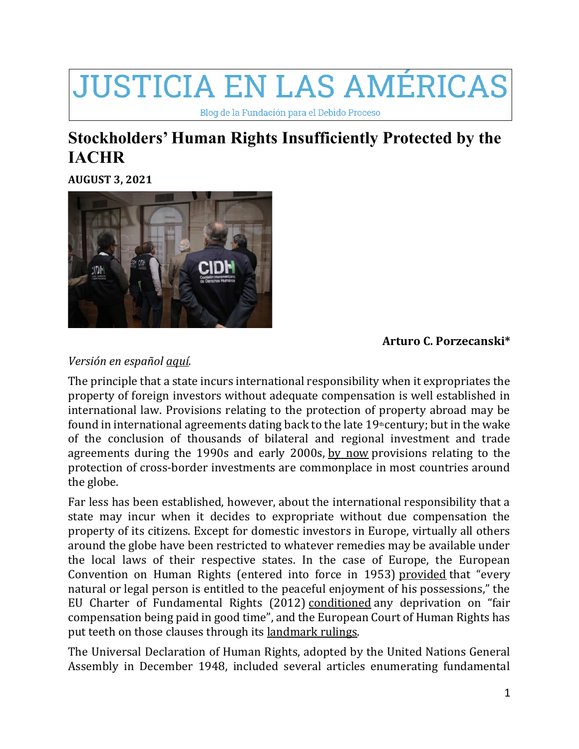# JUSTICIA EN LAS AMÉRICAS

Blog de la Fundación para el Debido Proceso

## Stockholders' Human Rights Insufficiently Protected by the IACHR

**AUGUST 3, 2021**

**Arturo C. Porzecanski***

*Versión en español aquí.*

The principle that a state incurs international responsibility when it expropriates the property of foreign investors without adequate compensation is well established in international law. Provisions relating to the protection of property abroad may be found in international agreements dating back to the late 19th century; but in the wake of the conclusion of thousands of bilateral and regional investment and trade agreements during the 1990s and early 2000s, by now provisions relating to the protection of cross-border investments are commonplace in most countries around the globe.

Far less has been established, however, about the international responsibility that a state may incur when it decides to expropriate without due compensation the property of its citizens. Except for domestic investors in Europe, virtually all others around the globe have been restricted to whatever remedies may be available under the local laws of their respective states. In the case of Europe, the European Convention on Human Rights (entered into force in 1953) provided that "every natural or legal person is entitled to the peaceful enjoyment of his possessions," the EU Charter of Fundamental Rights (2012) conditioned any deprivation on "fair compensation being paid in good time", and the European Court of Human Rights has put teeth on those clauses through its landmark rulings.

The Universal Declaration of Human Rights, adopted by the United Nations General Assembly in December 1948, included several articles enumerating fundamental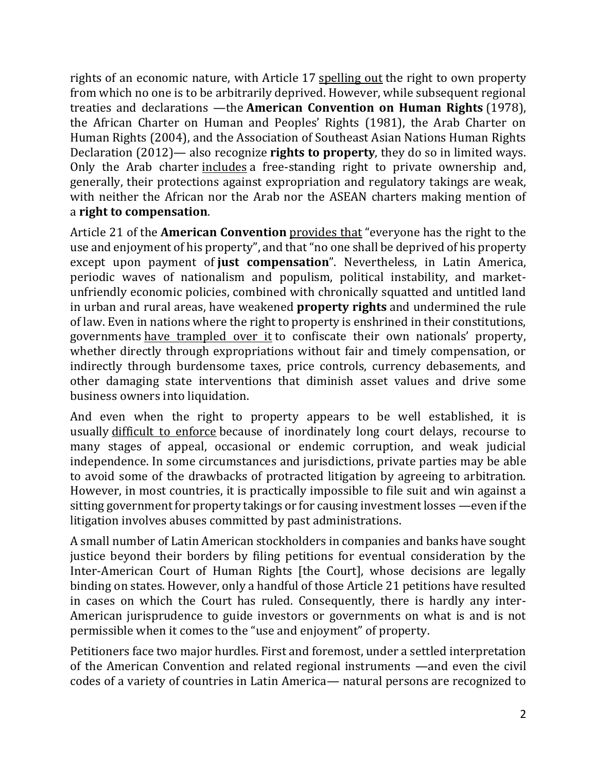rights of an economic nature, with Article 17 spelling out the right to own property from which no one is to be arbitrarily deprived. However, while subsequent regional treaties and declarations —the **American Convention on Human Rights** (1978), the African Charter on Human and Peoples' Rights (1981), the Arab Charter on Human Rights (2004), and the Association of Southeast Asian Nations Human Rights Declaration (2012)— also recognize **rights to property**, they do so in limited ways. Only the Arab charter includes a free-standing right to private ownership and, generally, their protections against expropriation and regulatory takings are weak, with neither the African nor the Arab nor the ASEAN charters making mention of a **right to compensation**.

Article 21 of the **American Convention** provides that "everyone has the right to the use and enjoyment of his property", and that "no one shall be deprived of his property except upon payment of **just compensation**". Nevertheless, in Latin America, periodic waves of nationalism and populism, political instability, and market-unfriendly economic policies, combined with chronically squatted and untitled land in urban and rural areas, have weakened **property rights** and undermined the rule of law. Even in nations where the right to property is enshrined in their constitutions, governments have trampled over it to confiscate their own nationals' property, whether directly through expropriations without fair and timely compensation, or indirectly through burdensome taxes, price controls, currency debasements, and other damaging state interventions that diminish asset values and drive some business owners into liquidation.

And even when the right to property appears to be well established, it is usually difficult to enforce because of inordinately long court delays, recourse to many stages of appeal, occasional or endemic corruption, and weak judicial independence. In some circumstances and jurisdictions, private parties may be able to avoid some of the drawbacks of protracted litigation by agreeing to arbitration. However, in most countries, it is practically impossible to file suit and win against a sitting government for property takings or for causing investment losses —even if the litigation involves abuses committed by past administrations.

A small number of Latin American stockholders in companies and banks have sought justice beyond their borders by filing petitions for eventual consideration by the Inter-American Court of Human Rights [the Court], whose decisions are legally binding on states. However, only a handful of those Article 21 petitions have resulted in cases on which the Court has ruled. Consequently, there is hardly any inter-American jurisprudence to guide investors or governments on what is and is not permissible when it comes to the "use and enjoyment" of property.

Petitioners face two major hurdles. First and foremost, under a settled interpretation of the American Convention and related regional instruments —and even the civil codes of a variety of countries in Latin America— natural persons are recognized to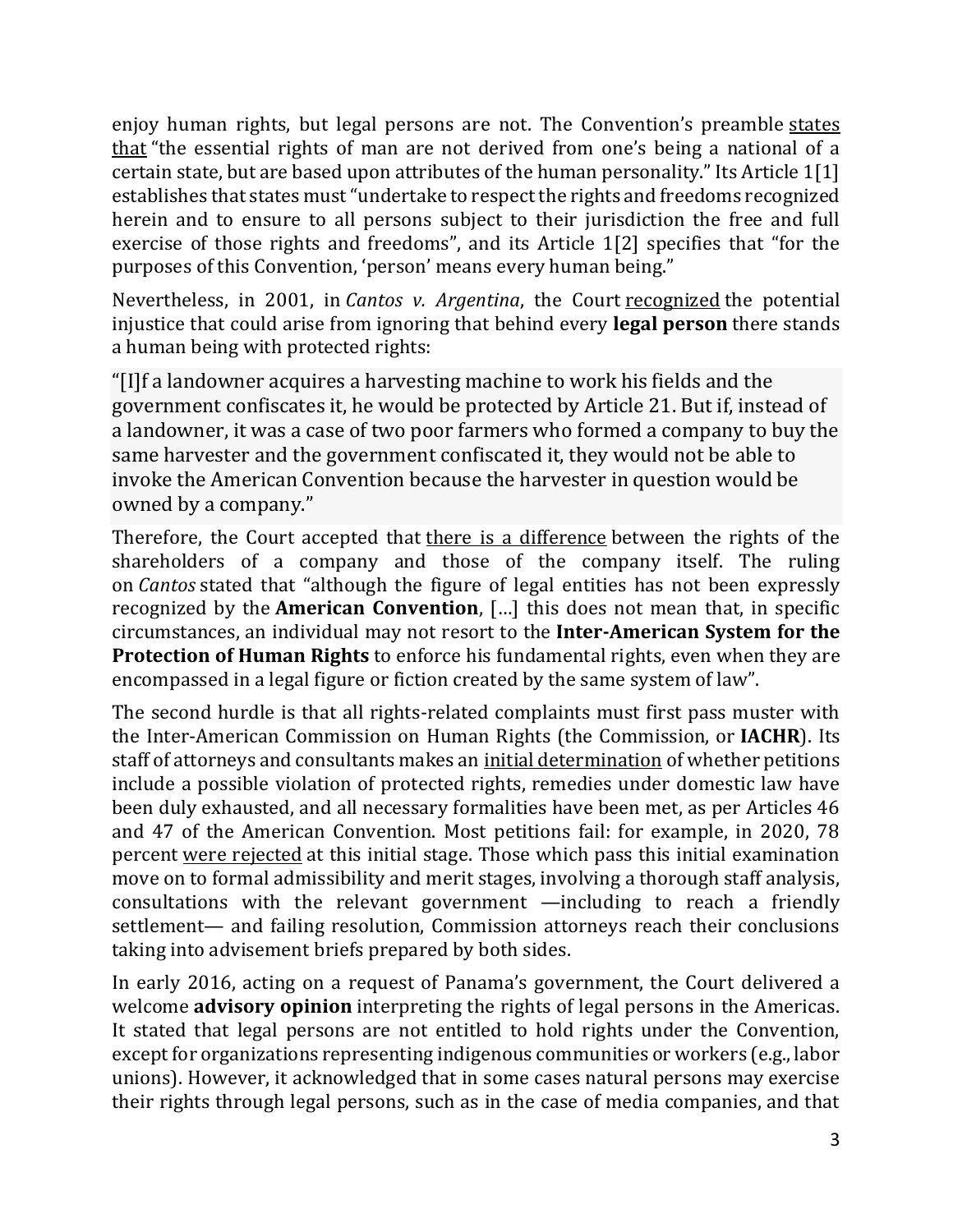enjoy human rights, but legal persons are not. The Convention's preamble states that "the essential rights of man are not derived from one's being a national of a certain state, but are based upon attributes of the human personality." Its Article 1[1] establishes that states must "undertake to respect the rights and freedoms recognized herein and to ensure to all persons subject to their jurisdiction the free and full exercise of those rights and freedoms", and its Article 1[2] specifies that "for the purposes of this Convention, 'person' means every human being."

Nevertheless, in 2001, in *Cantos v. Argentina*, the Court recognized the potential injustice that could arise from ignoring that behind every **legal person** there stands a human being with protected rights:

> "[I]f a landowner acquires a harvesting machine to work his fields and the government confiscates it, he would be protected by Article 21. But if, instead of a landowner, it was a case of two poor farmers who formed a company to buy the same harvester and the government confiscated it, they would not be able to invoke the American Convention because the harvester in question would be owned by a company."

Therefore, the Court accepted that there is a difference between the rights of the shareholders of a company and those of the company itself. The ruling on *Cantos* stated that "although the figure of legal entities has not been expressly recognized by the **American Convention**, [...] this does not mean that, in specific circumstances, an individual may not resort to the **Inter-American System for the Protection of Human Rights** to enforce his fundamental rights, even when they are encompassed in a legal figure or fiction created by the same system of law".

The second hurdle is that all rights-related complaints must first pass muster with the Inter-American Commission on Human Rights (the Commission, or **IACHR**). Its staff of attorneys and consultants makes an initial determination of whether petitions include a possible violation of protected rights, remedies under domestic law have been duly exhausted, and all necessary formalities have been met, as per Articles 46 and 47 of the American Convention. Most petitions fail: for example, in 2020, 78 percent were rejected at this initial stage. Those which pass this initial examination move on to formal admissibility and merit stages, involving a thorough staff analysis, consultations with the relevant government —including to reach a friendly settlement— and failing resolution, Commission attorneys reach their conclusions taking into advisement briefs prepared by both sides.

In early 2016, acting on a request of Panama's government, the Court delivered a welcome **advisory opinion** interpreting the rights of legal persons in the Americas. It stated that legal persons are not entitled to hold rights under the Convention, except for organizations representing indigenous communities or workers (e.g., labor unions). However, it acknowledged that in some cases natural persons may exercise their rights through legal persons, such as in the case of media companies, and that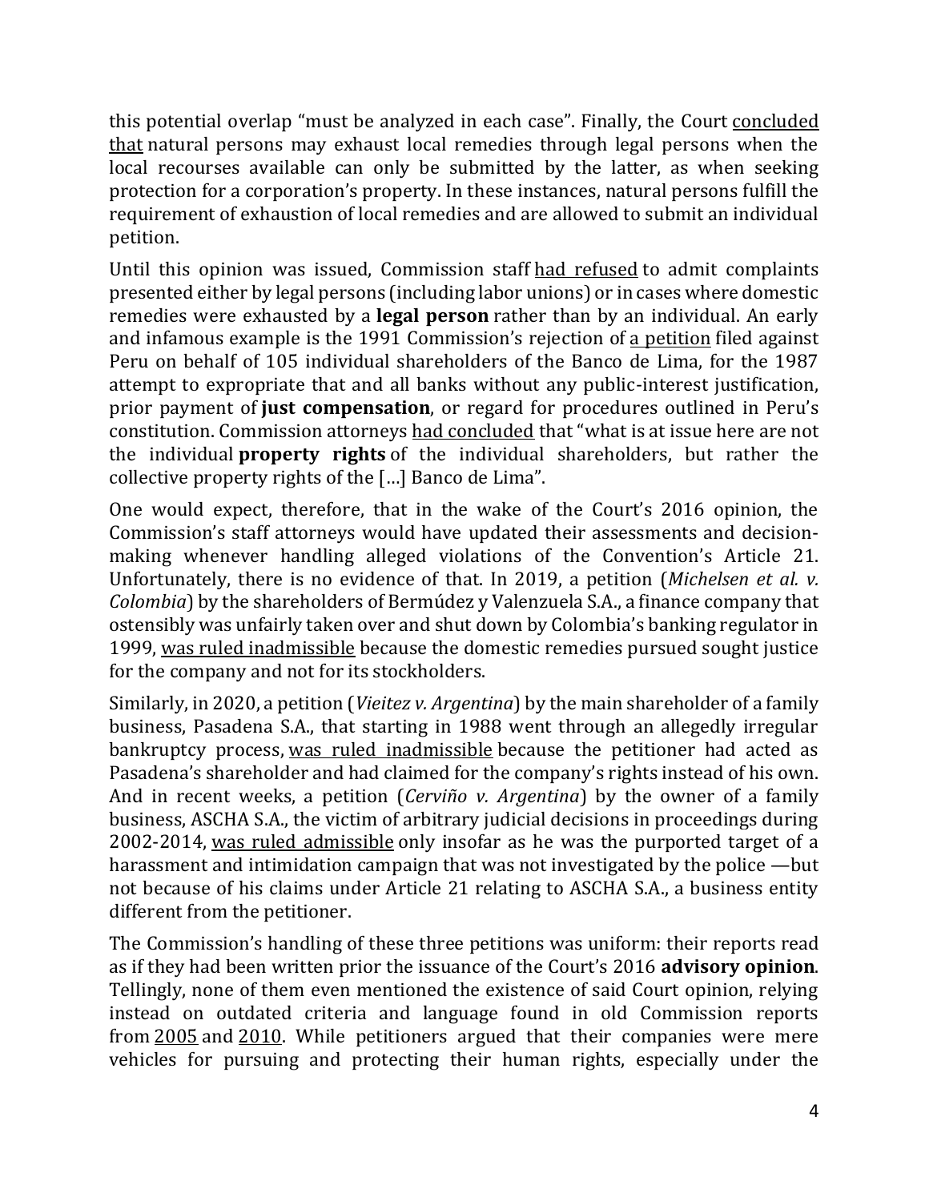this potential overlap "must be analyzed in each case". Finally, the Court concluded that natural persons may exhaust local remedies through legal persons when the local recourses available can only be submitted by the latter, as when seeking protection for a corporation's property. In these instances, natural persons fulfill the requirement of exhaustion of local remedies and are allowed to submit an individual petition.

Until this opinion was issued, Commission staff had refused to admit complaints presented either by legal persons (including labor unions) or in cases where domestic remedies were exhausted by a **legal person** rather than by an individual. An early and infamous example is the 1991 Commission's rejection of a petition filed against Peru on behalf of 105 individual shareholders of the Banco de Lima, for the 1987 attempt to expropriate that and all banks without any public-interest justification, prior payment of **just compensation**, or regard for procedures outlined in Peru's constitution. Commission attorneys had concluded that "what is at issue here are not the individual **property rights** of the individual shareholders, but rather the collective property rights of the […] Banco de Lima".

One would expect, therefore, that in the wake of the Court's 2016 opinion, the Commission's staff attorneys would have updated their assessments and decision-making whenever handling alleged violations of the Convention's Article 21. Unfortunately, there is no evidence of that. In 2019, a petition (*Michelsen et al. v. Colombia*) by the shareholders of Bermúdez y Valenzuela S.A., a finance company that ostensibly was unfairly taken over and shut down by Colombia's banking regulator in 1999, was ruled inadmissible because the domestic remedies pursued sought justice for the company and not for its stockholders.

Similarly, in 2020, a petition (*Vieitez v. Argentina*) by the main shareholder of a family business, Pasadena S.A., that starting in 1988 went through an allegedly irregular bankruptcy process, was ruled inadmissible because the petitioner had acted as Pasadena's shareholder and had claimed for the company's rights instead of his own. And in recent weeks, a petition (*Cerviño v. Argentina*) by the owner of a family business, ASCHA S.A., the victim of arbitrary judicial decisions in proceedings during 2002-2014, was ruled admissible only insofar as he was the purported target of a harassment and intimidation campaign that was not investigated by the police —but not because of his claims under Article 21 relating to ASCHA S.A., a business entity different from the petitioner.

The Commission's handling of these three petitions was uniform: their reports read as if they had been written prior the issuance of the Court's 2016 **advisory opinion**. Tellingly, none of them even mentioned the existence of said Court opinion, relying instead on outdated criteria and language found in old Commission reports from 2005 and 2010. While petitioners argued that their companies were mere vehicles for pursuing and protecting their human rights, especially under the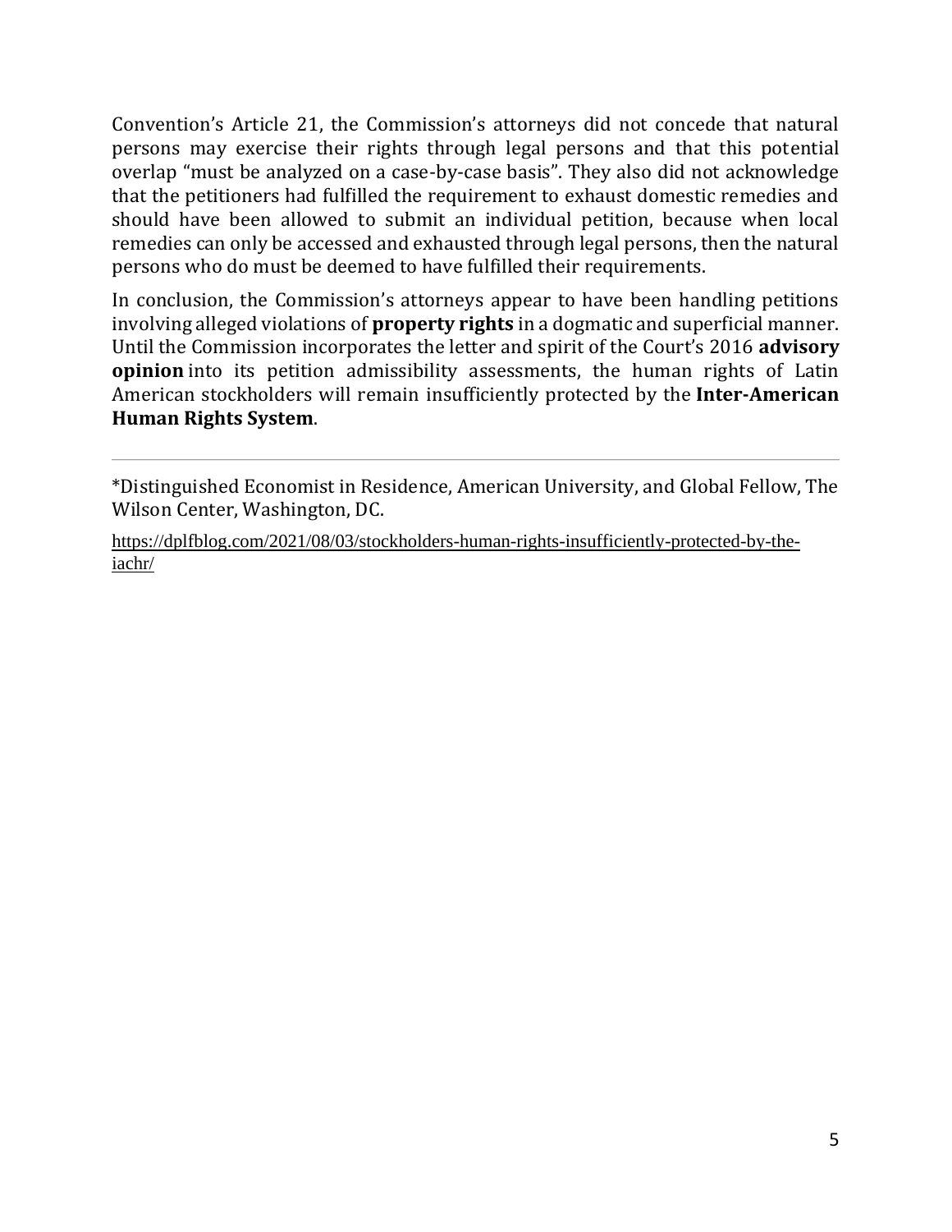Convention's Article 21, the Commission's attorneys did not concede that natural persons may exercise their rights through legal persons and that this potential overlap "must be analyzed on a case-by-case basis". They also did not acknowledge that the petitioners had fulfilled the requirement to exhaust domestic remedies and should have been allowed to submit an individual petition, because when local remedies can only be accessed and exhausted through legal persons, then the natural persons who do must be deemed to have fulfilled their requirements.

In conclusion, the Commission's attorneys appear to have been handling petitions involving alleged violations of **property rights** in a dogmatic and superficial manner. Until the Commission incorporates the letter and spirit of the Court's 2016 **advisory opinion** into its petition admissibility assessments, the human rights of Latin American stockholders will remain insufficiently protected by the **Inter-American Human Rights System**.

---

*Distinguished Economist in Residence, American University, and Global Fellow, The Wilson Center, Washington, DC.

https://dplfblog.com/2021/08/03/stockholders-human-rights-insufficiently-protected-by-the-iachr/